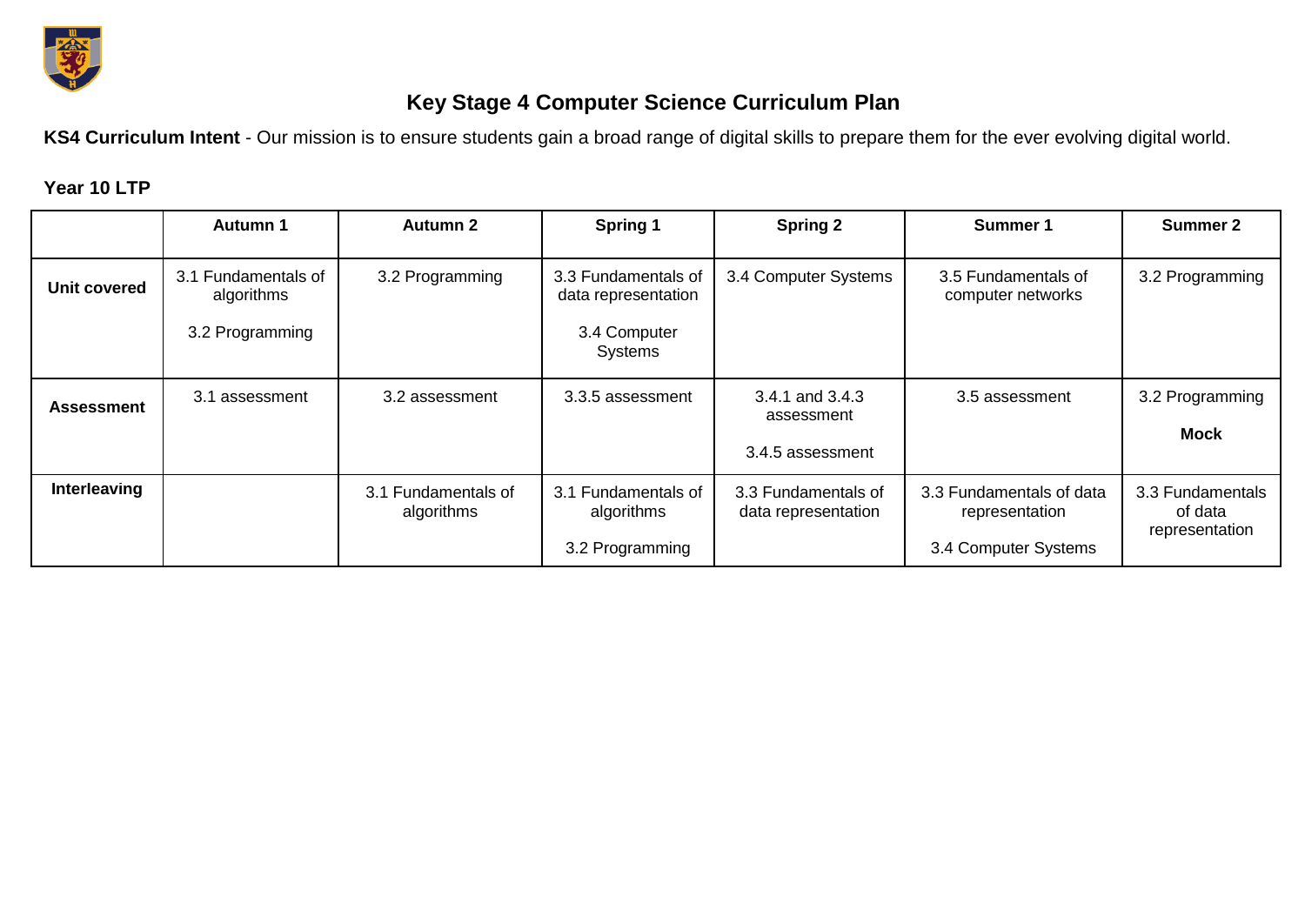# Key Stage 4 Computer Science Curriculum Plan

**KS4 Curriculum Intent** - Our mission is to ensure students gain a broad range of digital skills to prepare them for the ever evolving digital world.

**Year 10 LTP**

| | Autumn 1 | Autumn 2 | Spring 1 | Spring 2 | Summer 1 | Summer 2 |
|---|---|---|---|---|---|---|
| **Unit covered** | 3.1 Fundamentals of algorithms<br><br>3.2 Programming | 3.2 Programming | 3.3 Fundamentals of data representation<br><br>3.4 Computer Systems | 3.4 Computer Systems | 3.5 Fundamentals of computer networks | 3.2 Programming |
| **Assessment** | 3.1 assessment | 3.2 assessment | 3.3.5 assessment | 3.4.1 and 3.4.3 assessment<br><br>3.4.5 assessment | 3.5 assessment | 3.2 Programming<br><br>**Mock** |
| **Interleaving** | | 3.1 Fundamentals of algorithms | 3.1 Fundamentals of algorithms<br><br>3.2 Programming | 3.3 Fundamentals of data representation | 3.3 Fundamentals of data representation<br><br>3.4 Computer Systems | 3.3 Fundamentals of data representation |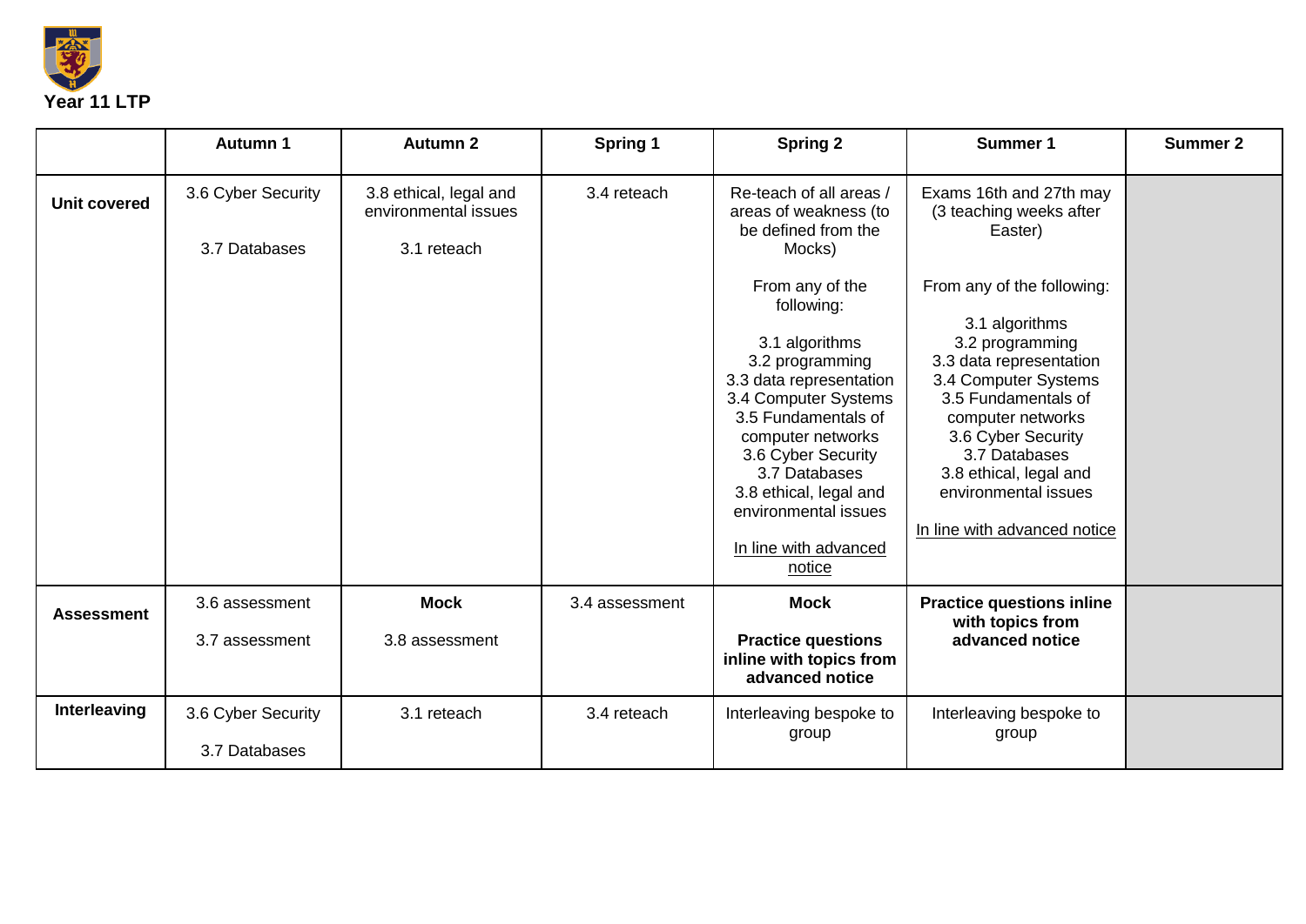**Year 11 LTP**

| | Autumn 1 | Autumn 2 | Spring 1 | Spring 2 | Summer 1 | Summer 2 |
|---|---|---|---|---|---|---|
| **Unit covered** | 3.6 Cyber Security<br><br>3.7 Databases | 3.8 ethical, legal and environmental issues<br><br>3.1 reteach | 3.4 reteach | Re-teach of all areas / areas of weakness (to be defined from the Mocks)<br><br>From any of the following:<br><br>3.1 algorithms<br>3.2 programming<br>3.3 data representation<br>3.4 Computer Systems<br>3.5 Fundamentals of computer networks<br>3.6 Cyber Security<br>3.7 Databases<br>3.8 ethical, legal and environmental issues<br><br>In line with advanced notice | Exams 16th and 27th may (3 teaching weeks after Easter)<br><br>From any of the following:<br><br>3.1 algorithms<br>3.2 programming<br>3.3 data representation<br>3.4 Computer Systems<br>3.5 Fundamentals of computer networks<br>3.6 Cyber Security<br>3.7 Databases<br>3.8 ethical, legal and environmental issues<br><br>In line with advanced notice | |
| **Assessment** | 3.6 assessment<br><br>3.7 assessment | **Mock**<br><br>3.8 assessment | 3.4 assessment | **Mock**<br><br>**Practice questions inline with topics from advanced notice** | **Practice questions inline with topics from advanced notice** | |
| **Interleaving** | 3.6 Cyber Security<br><br>3.7 Databases | 3.1 reteach | 3.4 reteach | Interleaving bespoke to group | Interleaving bespoke to group | |